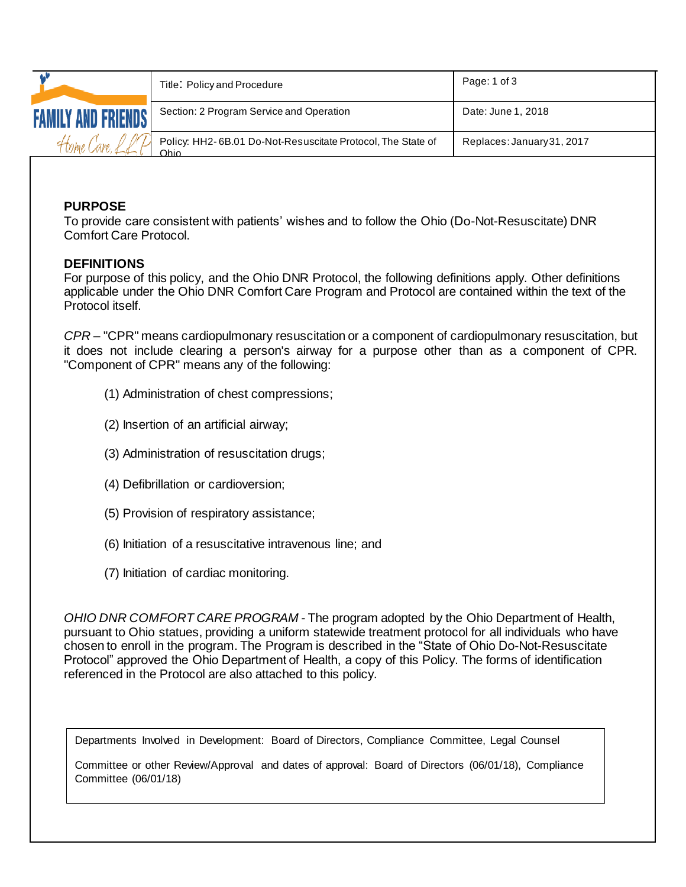| FAMILY AND FRIENDS Home Care, LLP | Title: Policy and Procedure | Page: 1 of 3 |
| --- | --- | --- |
| | Section: 2 Program Service and Operation | Date: June 1, 2018 |
| | Policy: HH2-6B.01 Do-Not-Resuscitate Protocol, The State of Ohio | Replaces: January 31, 2017 |

## PURPOSE

To provide care consistent with patients' wishes and to follow the Ohio (Do-Not-Resuscitate) DNR Comfort Care Protocol.

## DEFINITIONS

For purpose of this policy, and the Ohio DNR Protocol, the following definitions apply. Other definitions applicable under the Ohio DNR Comfort Care Program and Protocol are contained within the text of the Protocol itself.

*CPR* – "CPR" means cardiopulmonary resuscitation or a component of cardiopulmonary resuscitation, but it does not include clearing a person's airway for a purpose other than as a component of CPR. "Component of CPR" means any of the following:

(1) Administration of chest compressions;

(2) Insertion of an artificial airway;

(3) Administration of resuscitation drugs;

(4) Defibrillation or cardioversion;

(5) Provision of respiratory assistance;

(6) Initiation of a resuscitative intravenous line; and

(7) Initiation of cardiac monitoring.

*OHIO DNR COMFORT CARE PROGRAM* - The program adopted by the Ohio Department of Health, pursuant to Ohio statues, providing a uniform statewide treatment protocol for all individuals who have chosen to enroll in the program. The Program is described in the "State of Ohio Do-Not-Resuscitate Protocol" approved the Ohio Department of Health, a copy of this Policy. The forms of identification referenced in the Protocol are also attached to this policy.

Departments Involved in Development: Board of Directors, Compliance Committee, Legal Counsel

Committee or other Review/Approval and dates of approval: Board of Directors (06/01/18), Compliance Committee (06/01/18)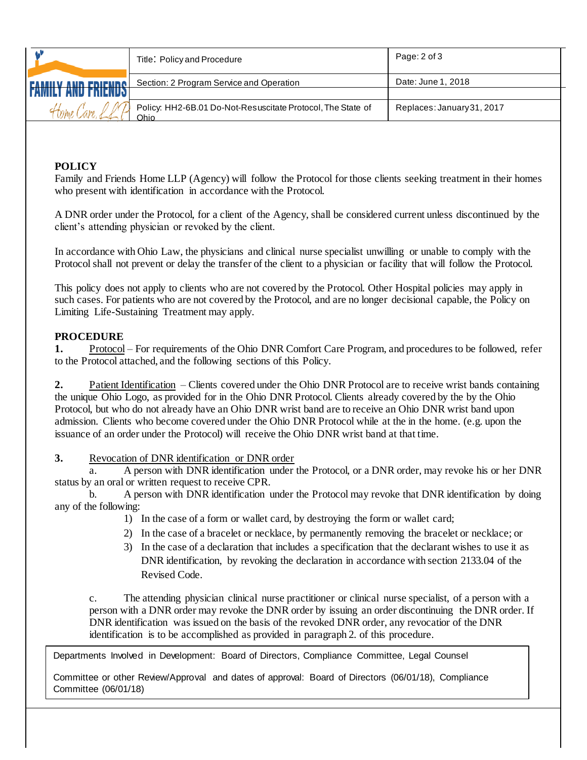**POLICY**

Family and Friends Home LLP (Agency) will follow the Protocol for those clients seeking treatment in their homes who present with identification in accordance with the Protocol.

A DNR order under the Protocol, for a client of the Agency, shall be considered current unless discontinued by the client's attending physician or revoked by the client.

In accordance with Ohio Law, the physicians and clinical nurse specialist unwilling or unable to comply with the Protocol shall not prevent or delay the transfer of the client to a physician or facility that will follow the Protocol.

This policy does not apply to clients who are not covered by the Protocol. Other Hospital policies may apply in such cases. For patients who are not covered by the Protocol, and are no longer decisional capable, the Policy on Limiting Life-Sustaining Treatment may apply.

**PROCEDURE**

**1.** Protocol – For requirements of the Ohio DNR Comfort Care Program, and procedures to be followed, refer to the Protocol attached, and the following sections of this Policy.

**2.** Patient Identification – Clients covered under the Ohio DNR Protocol are to receive wrist bands containing the unique Ohio Logo, as provided for in the Ohio DNR Protocol. Clients already covered by the by the Ohio Protocol, but who do not already have an Ohio DNR wrist band are to receive an Ohio DNR wrist band upon admission. Clients who become covered under the Ohio DNR Protocol while at the in the home. (e.g. upon the issuance of an order under the Protocol) will receive the Ohio DNR wrist band at that time.

**3.** Revocation of DNR identification or DNR order

a. A person with DNR identification under the Protocol, or a DNR order, may revoke his or her DNR status by an oral or written request to receive CPR.

b. A person with DNR identification under the Protocol may revoke that DNR identification by doing any of the following:

1) In the case of a form or wallet card, by destroying the form or wallet card;
2) In the case of a bracelet or necklace, by permanently removing the bracelet or necklace; or
3) In the case of a declaration that includes a specification that the declarant wishes to use it as DNR identification, by revoking the declaration in accordance with section 2133.04 of the Revised Code.

c. The attending physician clinical nurse practitioner or clinical nurse specialist, of a person with a person with a DNR order may revoke the DNR order by issuing an order discontinuing the DNR order. If DNR identification was issued on the basis of the revoked DNR order, any revocatior of the DNR identification is to be accomplished as provided in paragraph 2. of this procedure.

Departments Involved in Development: Board of Directors, Compliance Committee, Legal Counsel

Committee or other Review/Approval and dates of approval: Board of Directors (06/01/18), Compliance Committee (06/01/18)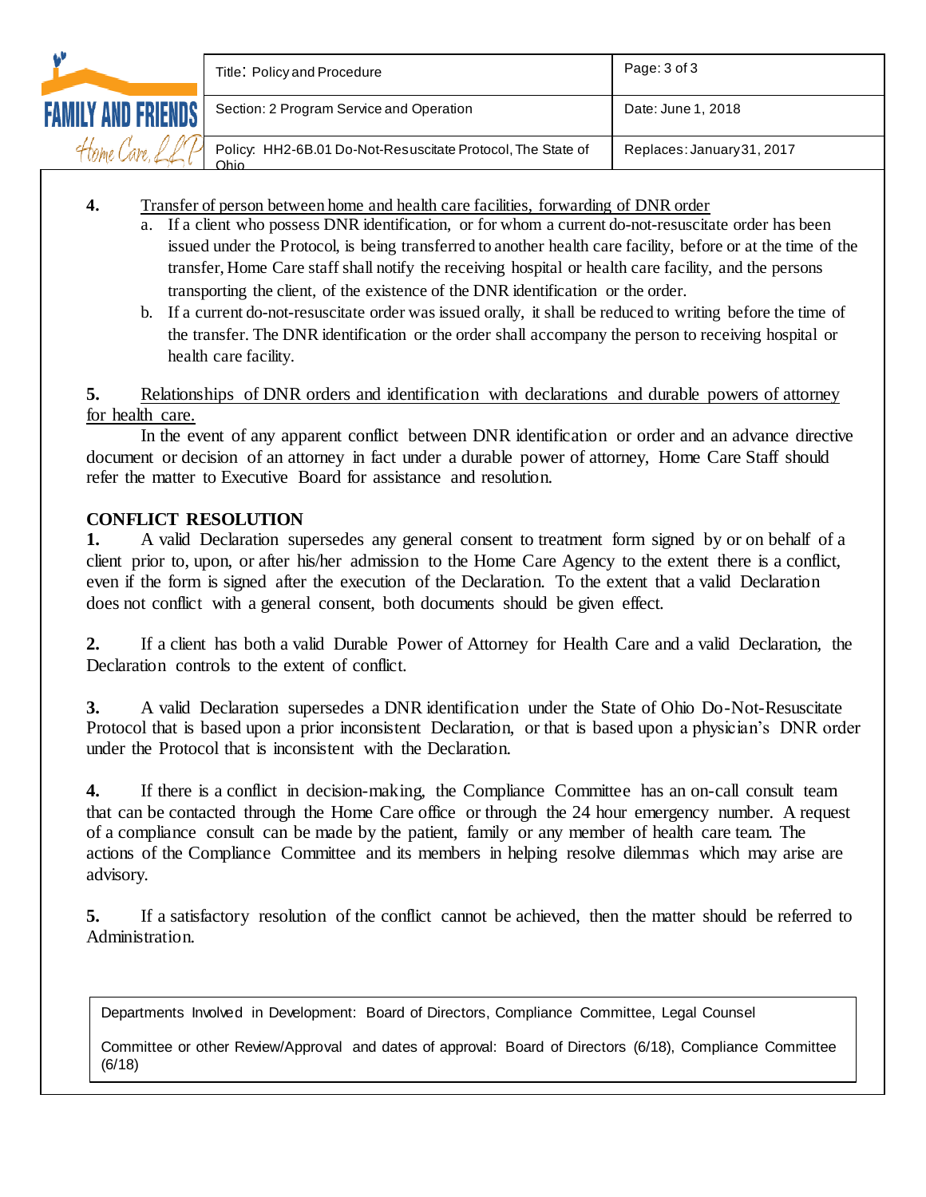**4.** Transfer of person between home and health care facilities, forwarding of DNR order

a. If a client who possess DNR identification, or for whom a current do-not-resuscitate order has been issued under the Protocol, is being transferred to another health care facility, before or at the time of the transfer, Home Care staff shall notify the receiving hospital or health care facility, and the persons transporting the client, of the existence of the DNR identification or the order.

b. If a current do-not-resuscitate order was issued orally, it shall be reduced to writing before the time of the transfer. The DNR identification or the order shall accompany the person to receiving hospital or health care facility.

**5.** Relationships of DNR orders and identification with declarations and durable powers of attorney for health care.

In the event of any apparent conflict between DNR identification or order and an advance directive document or decision of an attorney in fact under a durable power of attorney, Home Care Staff should refer the matter to Executive Board for assistance and resolution.

## CONFLICT RESOLUTION

**1.** A valid Declaration supersedes any general consent to treatment form signed by or on behalf of a client prior to, upon, or after his/her admission to the Home Care Agency to the extent there is a conflict, even if the form is signed after the execution of the Declaration. To the extent that a valid Declaration does not conflict with a general consent, both documents should be given effect.

**2.** If a client has both a valid Durable Power of Attorney for Health Care and a valid Declaration, the Declaration controls to the extent of conflict.

**3.** A valid Declaration supersedes a DNR identification under the State of Ohio Do-Not-Resuscitate Protocol that is based upon a prior inconsistent Declaration, or that is based upon a physician's DNR order under the Protocol that is inconsistent with the Declaration.

**4.** If there is a conflict in decision-making, the Compliance Committee has an on-call consult team that can be contacted through the Home Care office or through the 24 hour emergency number. A request of a compliance consult can be made by the patient, family or any member of health care team. The actions of the Compliance Committee and its members in helping resolve dilemmas which may arise are advisory.

**5.** If a satisfactory resolution of the conflict cannot be achieved, then the matter should be referred to Administration.

Departments Involved in Development: Board of Directors, Compliance Committee, Legal Counsel

Committee or other Review/Approval and dates of approval: Board of Directors (6/18), Compliance Committee (6/18)